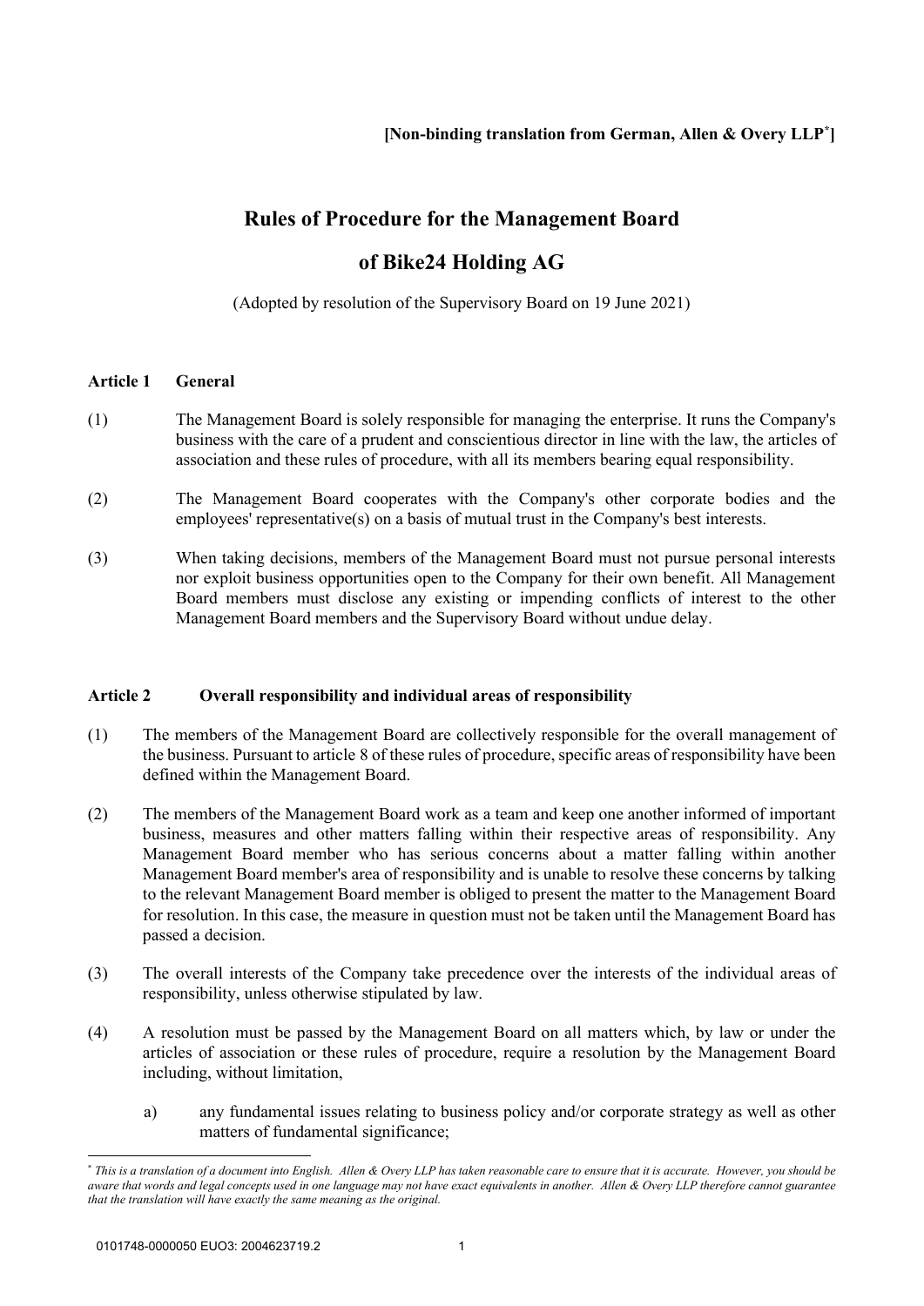**[Non-binding translation from German, Allen & Overy LLP[*]]**

# Rules of Procedure for the Management Board

# of Bike24 Holding AG

(Adopted by resolution of the Supervisory Board on 19 June 2021)

## Article 1 General

(1) The Management Board is solely responsible for managing the enterprise. It runs the Company's business with the care of a prudent and conscientious director in line with the law, the articles of association and these rules of procedure, with all its members bearing equal responsibility.

(2) The Management Board cooperates with the Company's other corporate bodies and the employees' representative(s) on a basis of mutual trust in the Company's best interests.

(3) When taking decisions, members of the Management Board must not pursue personal interests nor exploit business opportunities open to the Company for their own benefit. All Management Board members must disclose any existing or impending conflicts of interest to the other Management Board members and the Supervisory Board without undue delay.

## Article 2 Overall responsibility and individual areas of responsibility

(1) The members of the Management Board are collectively responsible for the overall management of the business. Pursuant to article 8 of these rules of procedure, specific areas of responsibility have been defined within the Management Board.

(2) The members of the Management Board work as a team and keep one another informed of important business, measures and other matters falling within their respective areas of responsibility. Any Management Board member who has serious concerns about a matter falling within another Management Board member's area of responsibility and is unable to resolve these concerns by talking to the relevant Management Board member is obliged to present the matter to the Management Board for resolution. In this case, the measure in question must not be taken until the Management Board has passed a decision.

(3) The overall interests of the Company take precedence over the interests of the individual areas of responsibility, unless otherwise stipulated by law.

(4) A resolution must be passed by the Management Board on all matters which, by law or under the articles of association or these rules of procedure, require a resolution by the Management Board including, without limitation,

a) any fundamental issues relating to business policy and/or corporate strategy as well as other matters of fundamental significance;

---

[*] *This is a translation of a document into English. Allen & Overy LLP has taken reasonable care to ensure that it is accurate. However, you should be aware that words and legal concepts used in one language may not have exact equivalents in another. Allen & Overy LLP therefore cannot guarantee that the translation will have exactly the same meaning as the original.*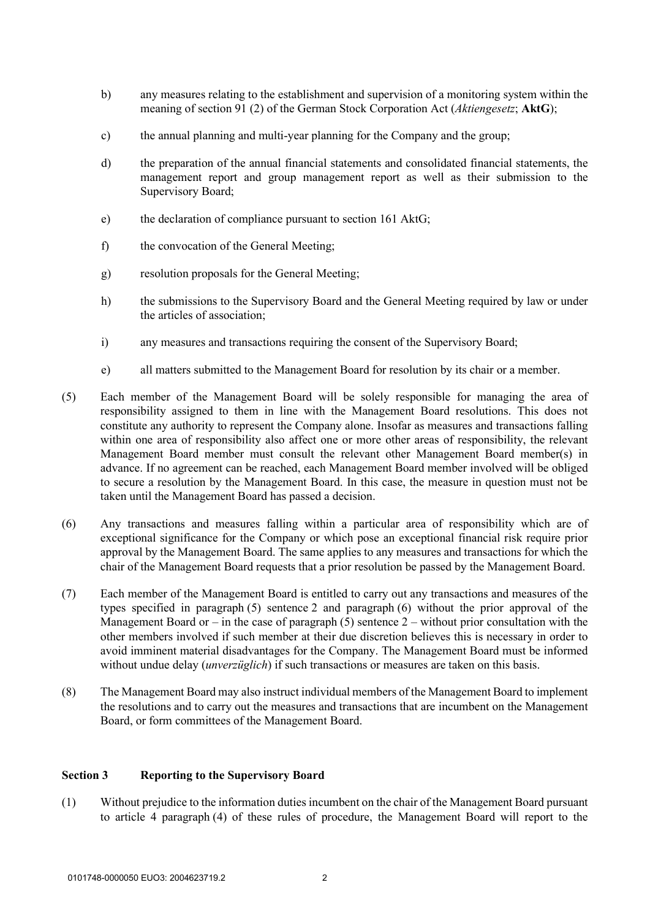b) any measures relating to the establishment and supervision of a monitoring system within the meaning of section 91 (2) of the German Stock Corporation Act (*Aktiengesetz*; **AktG**);

c) the annual planning and multi-year planning for the Company and the group;

d) the preparation of the annual financial statements and consolidated financial statements, the management report and group management report as well as their submission to the Supervisory Board;

e) the declaration of compliance pursuant to section 161 AktG;

f) the convocation of the General Meeting;

g) resolution proposals for the General Meeting;

h) the submissions to the Supervisory Board and the General Meeting required by law or under the articles of association;

i) any measures and transactions requiring the consent of the Supervisory Board;

e) all matters submitted to the Management Board for resolution by its chair or a member.

(5) Each member of the Management Board will be solely responsible for managing the area of responsibility assigned to them in line with the Management Board resolutions. This does not constitute any authority to represent the Company alone. Insofar as measures and transactions falling within one area of responsibility also affect one or more other areas of responsibility, the relevant Management Board member must consult the relevant other Management Board member(s) in advance. If no agreement can be reached, each Management Board member involved will be obliged to secure a resolution by the Management Board. In this case, the measure in question must not be taken until the Management Board has passed a decision.

(6) Any transactions and measures falling within a particular area of responsibility which are of exceptional significance for the Company or which pose an exceptional financial risk require prior approval by the Management Board. The same applies to any measures and transactions for which the chair of the Management Board requests that a prior resolution be passed by the Management Board.

(7) Each member of the Management Board is entitled to carry out any transactions and measures of the types specified in paragraph (5) sentence 2 and paragraph (6) without the prior approval of the Management Board or – in the case of paragraph (5) sentence 2 – without prior consultation with the other members involved if such member at their due discretion believes this is necessary in order to avoid imminent material disadvantages for the Company. The Management Board must be informed without undue delay (*unverzüglich*) if such transactions or measures are taken on this basis.

(8) The Management Board may also instruct individual members of the Management Board to implement the resolutions and to carry out the measures and transactions that are incumbent on the Management Board, or form committees of the Management Board.

## Section 3 Reporting to the Supervisory Board

(1) Without prejudice to the information duties incumbent on the chair of the Management Board pursuant to article 4 paragraph (4) of these rules of procedure, the Management Board will report to the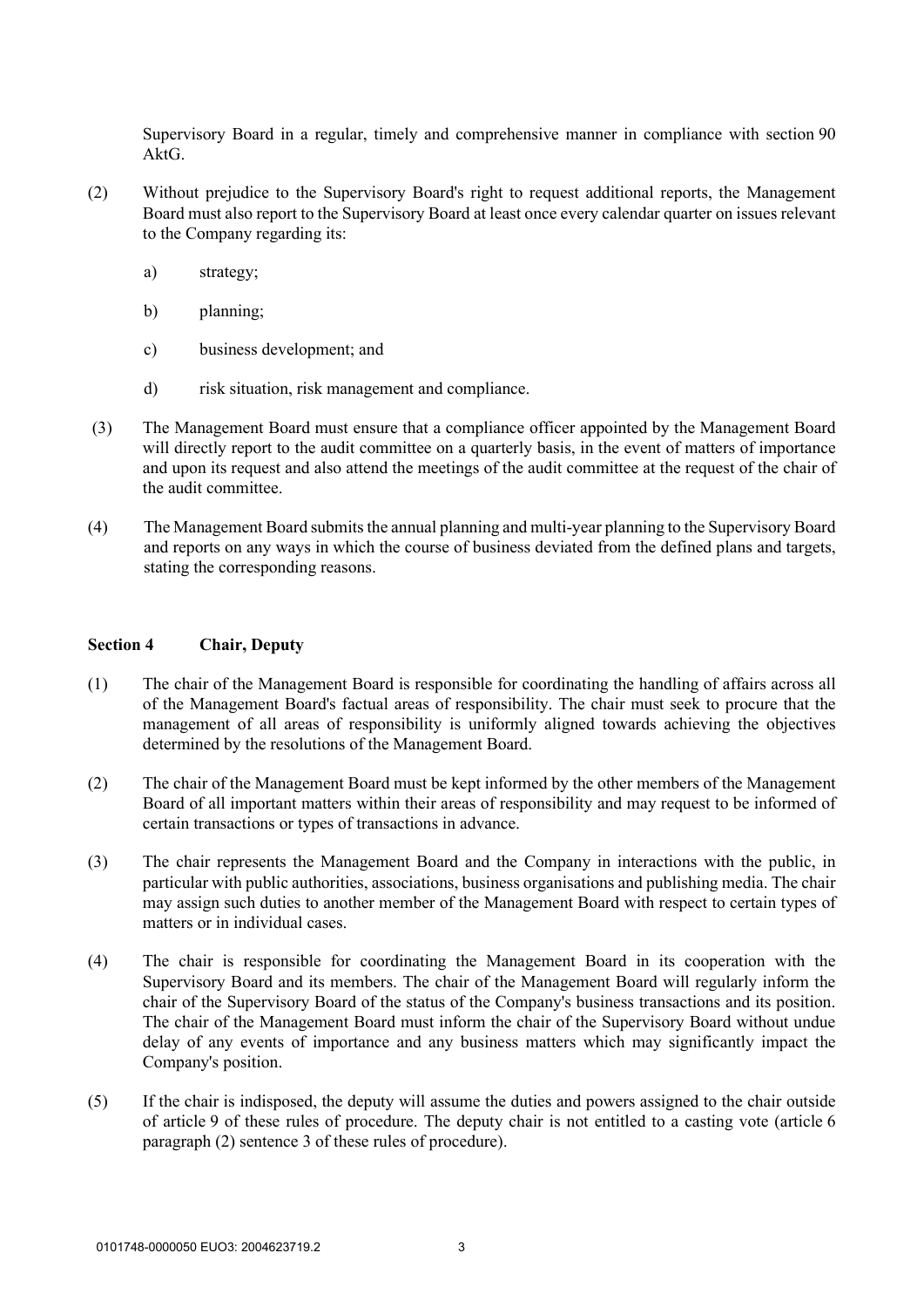Supervisory Board in a regular, timely and comprehensive manner in compliance with section 90 AktG.

(2) Without prejudice to the Supervisory Board's right to request additional reports, the Management Board must also report to the Supervisory Board at least once every calendar quarter on issues relevant to the Company regarding its:

a) strategy;

b) planning;

c) business development; and

d) risk situation, risk management and compliance.

(3) The Management Board must ensure that a compliance officer appointed by the Management Board will directly report to the audit committee on a quarterly basis, in the event of matters of importance and upon its request and also attend the meetings of the audit committee at the request of the chair of the audit committee.

(4) The Management Board submits the annual planning and multi-year planning to the Supervisory Board and reports on any ways in which the course of business deviated from the defined plans and targets, stating the corresponding reasons.

### Section 4 Chair, Deputy

(1) The chair of the Management Board is responsible for coordinating the handling of affairs across all of the Management Board's factual areas of responsibility. The chair must seek to procure that the management of all areas of responsibility is uniformly aligned towards achieving the objectives determined by the resolutions of the Management Board.

(2) The chair of the Management Board must be kept informed by the other members of the Management Board of all important matters within their areas of responsibility and may request to be informed of certain transactions or types of transactions in advance.

(3) The chair represents the Management Board and the Company in interactions with the public, in particular with public authorities, associations, business organisations and publishing media. The chair may assign such duties to another member of the Management Board with respect to certain types of matters or in individual cases.

(4) The chair is responsible for coordinating the Management Board in its cooperation with the Supervisory Board and its members. The chair of the Management Board will regularly inform the chair of the Supervisory Board of the status of the Company's business transactions and its position. The chair of the Management Board must inform the chair of the Supervisory Board without undue delay of any events of importance and any business matters which may significantly impact the Company's position.

(5) If the chair is indisposed, the deputy will assume the duties and powers assigned to the chair outside of article 9 of these rules of procedure. The deputy chair is not entitled to a casting vote (article 6 paragraph (2) sentence 3 of these rules of procedure).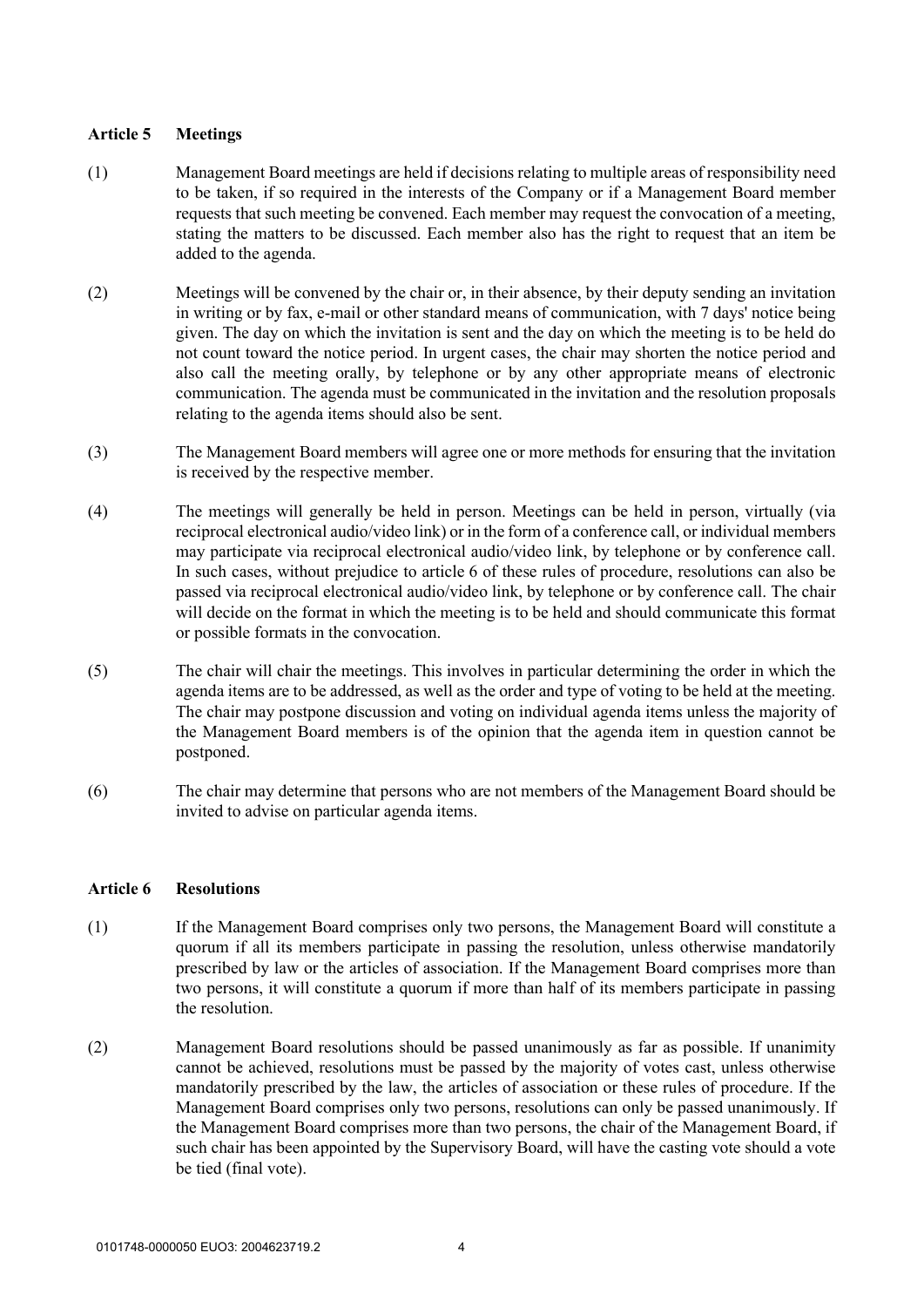## Article 5 Meetings

(1) Management Board meetings are held if decisions relating to multiple areas of responsibility need to be taken, if so required in the interests of the Company or if a Management Board member requests that such meeting be convened. Each member may request the convocation of a meeting, stating the matters to be discussed. Each member also has the right to request that an item be added to the agenda.

(2) Meetings will be convened by the chair or, in their absence, by their deputy sending an invitation in writing or by fax, e-mail or other standard means of communication, with 7 days' notice being given. The day on which the invitation is sent and the day on which the meeting is to be held do not count toward the notice period. In urgent cases, the chair may shorten the notice period and also call the meeting orally, by telephone or by any other appropriate means of electronic communication. The agenda must be communicated in the invitation and the resolution proposals relating to the agenda items should also be sent.

(3) The Management Board members will agree one or more methods for ensuring that the invitation is received by the respective member.

(4) The meetings will generally be held in person. Meetings can be held in person, virtually (via reciprocal electronical audio/video link) or in the form of a conference call, or individual members may participate via reciprocal electronical audio/video link, by telephone or by conference call. In such cases, without prejudice to article 6 of these rules of procedure, resolutions can also be passed via reciprocal electronical audio/video link, by telephone or by conference call. The chair will decide on the format in which the meeting is to be held and should communicate this format or possible formats in the convocation.

(5) The chair will chair the meetings. This involves in particular determining the order in which the agenda items are to be addressed, as well as the order and type of voting to be held at the meeting. The chair may postpone discussion and voting on individual agenda items unless the majority of the Management Board members is of the opinion that the agenda item in question cannot be postponed.

(6) The chair may determine that persons who are not members of the Management Board should be invited to advise on particular agenda items.

## Article 6 Resolutions

(1) If the Management Board comprises only two persons, the Management Board will constitute a quorum if all its members participate in passing the resolution, unless otherwise mandatorily prescribed by law or the articles of association. If the Management Board comprises more than two persons, it will constitute a quorum if more than half of its members participate in passing the resolution.

(2) Management Board resolutions should be passed unanimously as far as possible. If unanimity cannot be achieved, resolutions must be passed by the majority of votes cast, unless otherwise mandatorily prescribed by the law, the articles of association or these rules of procedure. If the Management Board comprises only two persons, resolutions can only be passed unanimously. If the Management Board comprises more than two persons, the chair of the Management Board, if such chair has been appointed by the Supervisory Board, will have the casting vote should a vote be tied (final vote).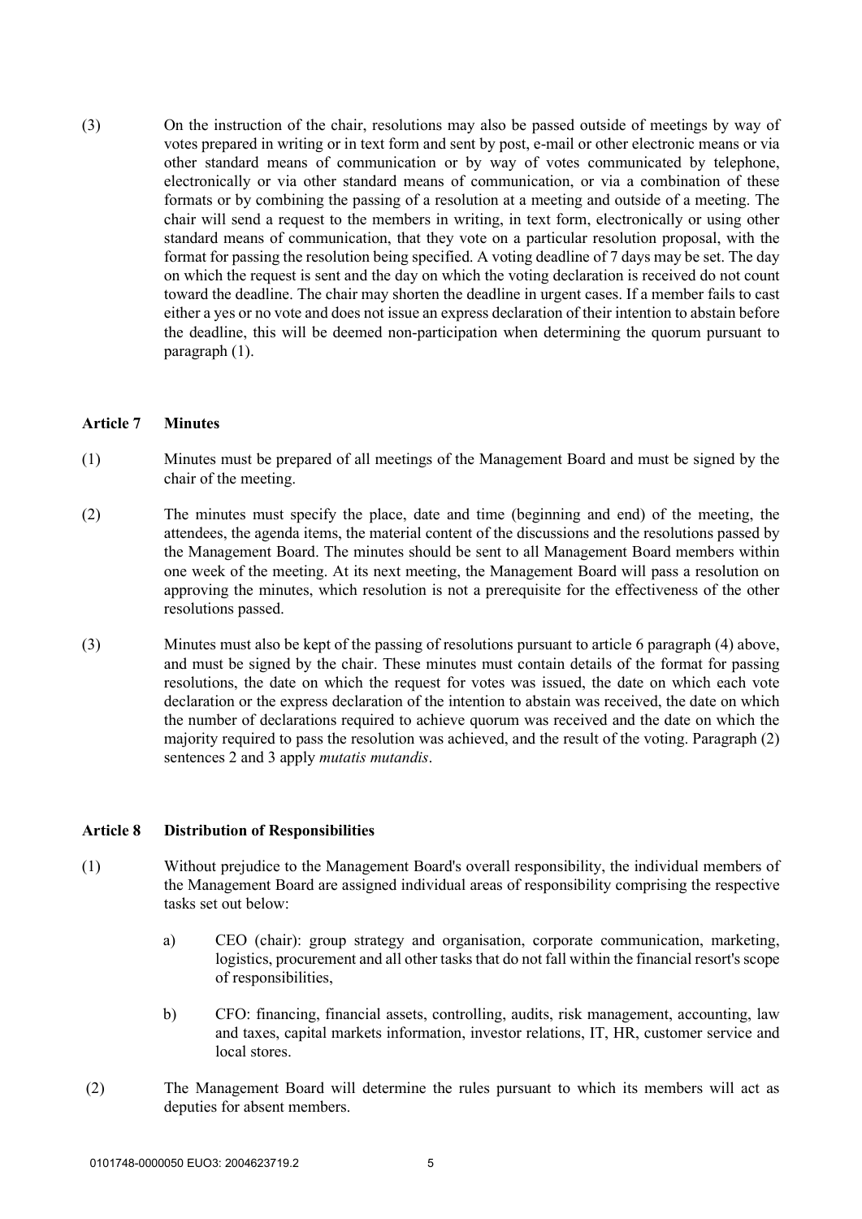(3) On the instruction of the chair, resolutions may also be passed outside of meetings by way of votes prepared in writing or in text form and sent by post, e-mail or other electronic means or via other standard means of communication or by way of votes communicated by telephone, electronically or via other standard means of communication, or via a combination of these formats or by combining the passing of a resolution at a meeting and outside of a meeting. The chair will send a request to the members in writing, in text form, electronically or using other standard means of communication, that they vote on a particular resolution proposal, with the format for passing the resolution being specified. A voting deadline of 7 days may be set. The day on which the request is sent and the day on which the voting declaration is received do not count toward the deadline. The chair may shorten the deadline in urgent cases. If a member fails to cast either a yes or no vote and does not issue an express declaration of their intention to abstain before the deadline, this will be deemed non-participation when determining the quorum pursuant to paragraph (1).

### Article 7 Minutes

(1) Minutes must be prepared of all meetings of the Management Board and must be signed by the chair of the meeting.

(2) The minutes must specify the place, date and time (beginning and end) of the meeting, the attendees, the agenda items, the material content of the discussions and the resolutions passed by the Management Board. The minutes should be sent to all Management Board members within one week of the meeting. At its next meeting, the Management Board will pass a resolution on approving the minutes, which resolution is not a prerequisite for the effectiveness of the other resolutions passed.

(3) Minutes must also be kept of the passing of resolutions pursuant to article 6 paragraph (4) above, and must be signed by the chair. These minutes must contain details of the format for passing resolutions, the date on which the request for votes was issued, the date on which each vote declaration or the express declaration of the intention to abstain was received, the date on which the number of declarations required to achieve quorum was received and the date on which the majority required to pass the resolution was achieved, and the result of the voting. Paragraph (2) sentences 2 and 3 apply *mutatis mutandis*.

### Article 8 Distribution of Responsibilities

(1) Without prejudice to the Management Board's overall responsibility, the individual members of the Management Board are assigned individual areas of responsibility comprising the respective tasks set out below:

a) CEO (chair): group strategy and organisation, corporate communication, marketing, logistics, procurement and all other tasks that do not fall within the financial resort's scope of responsibilities,

b) CFO: financing, financial assets, controlling, audits, risk management, accounting, law and taxes, capital markets information, investor relations, IT, HR, customer service and local stores.

(2) The Management Board will determine the rules pursuant to which its members will act as deputies for absent members.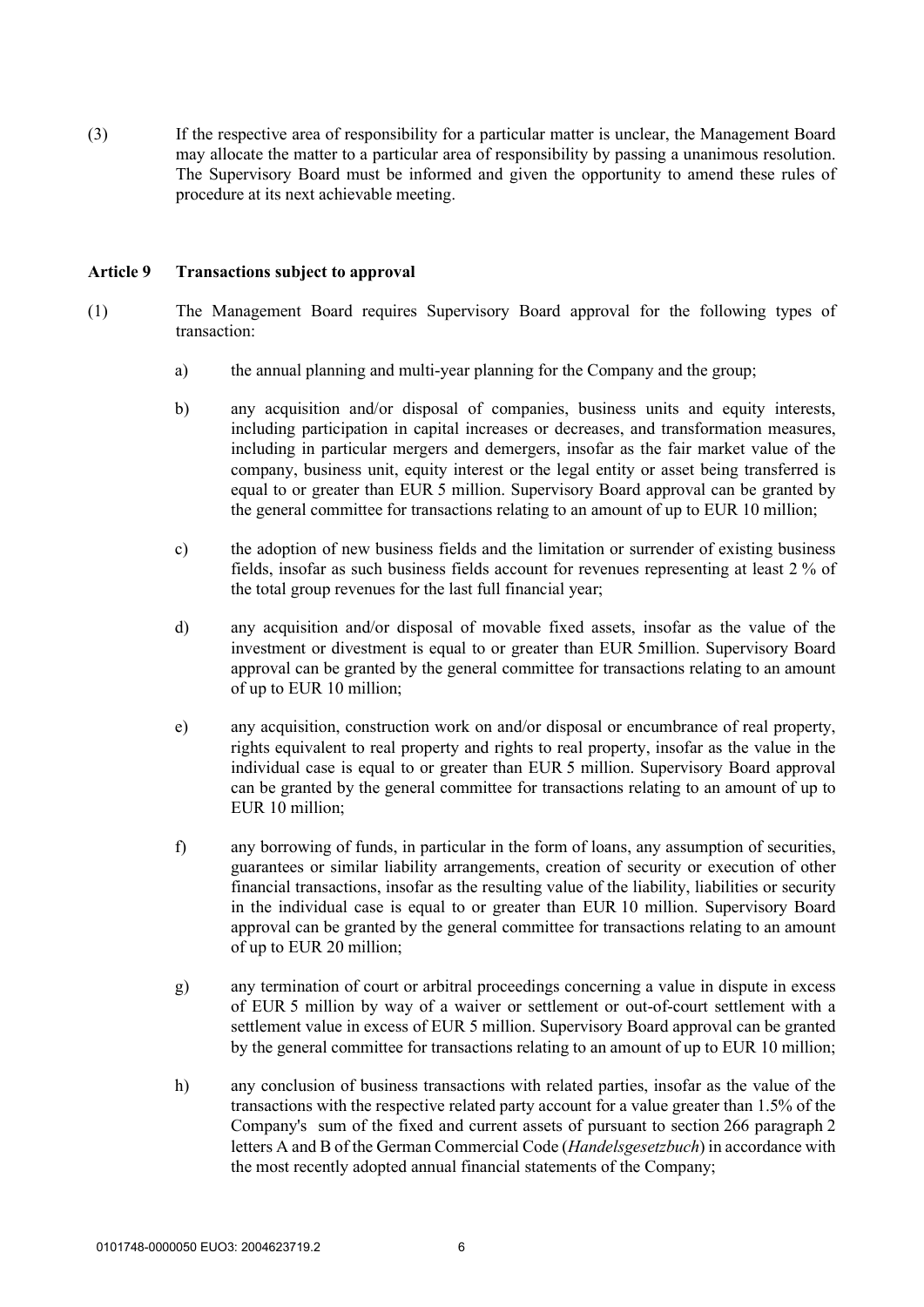(3) If the respective area of responsibility for a particular matter is unclear, the Management Board may allocate the matter to a particular area of responsibility by passing a unanimous resolution. The Supervisory Board must be informed and given the opportunity to amend these rules of procedure at its next achievable meeting.

**Article 9 Transactions subject to approval**

(1) The Management Board requires Supervisory Board approval for the following types of transaction:

a) the annual planning and multi-year planning for the Company and the group;

b) any acquisition and/or disposal of companies, business units and equity interests, including participation in capital increases or decreases, and transformation measures, including in particular mergers and demergers, insofar as the fair market value of the company, business unit, equity interest or the legal entity or asset being transferred is equal to or greater than EUR 5 million. Supervisory Board approval can be granted by the general committee for transactions relating to an amount of up to EUR 10 million;

c) the adoption of new business fields and the limitation or surrender of existing business fields, insofar as such business fields account for revenues representing at least 2 % of the total group revenues for the last full financial year;

d) any acquisition and/or disposal of movable fixed assets, insofar as the value of the investment or divestment is equal to or greater than EUR 5million. Supervisory Board approval can be granted by the general committee for transactions relating to an amount of up to EUR 10 million;

e) any acquisition, construction work on and/or disposal or encumbrance of real property, rights equivalent to real property and rights to real property, insofar as the value in the individual case is equal to or greater than EUR 5 million. Supervisory Board approval can be granted by the general committee for transactions relating to an amount of up to EUR 10 million;

f) any borrowing of funds, in particular in the form of loans, any assumption of securities, guarantees or similar liability arrangements, creation of security or execution of other financial transactions, insofar as the resulting value of the liability, liabilities or security in the individual case is equal to or greater than EUR 10 million. Supervisory Board approval can be granted by the general committee for transactions relating to an amount of up to EUR 20 million;

g) any termination of court or arbitral proceedings concerning a value in dispute in excess of EUR 5 million by way of a waiver or settlement or out-of-court settlement with a settlement value in excess of EUR 5 million. Supervisory Board approval can be granted by the general committee for transactions relating to an amount of up to EUR 10 million;

h) any conclusion of business transactions with related parties, insofar as the value of the transactions with the respective related party account for a value greater than 1.5% of the Company's sum of the fixed and current assets of pursuant to section 266 paragraph 2 letters A and B of the German Commercial Code (*Handelsgesetzbuch*) in accordance with the most recently adopted annual financial statements of the Company;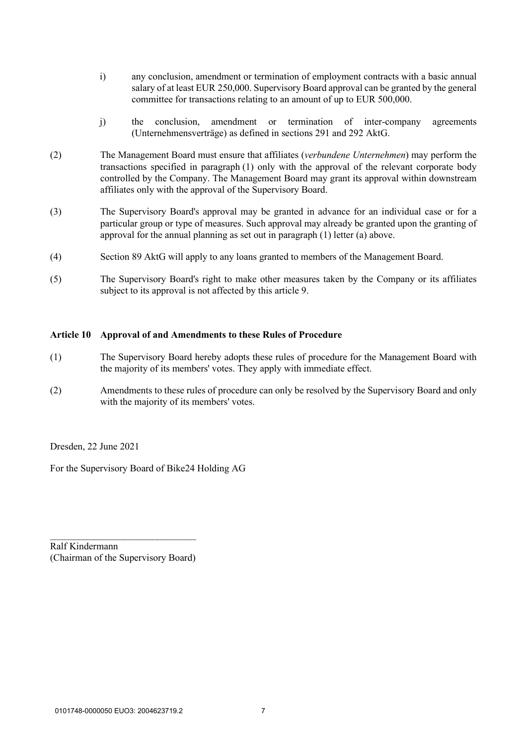i) any conclusion, amendment or termination of employment contracts with a basic annual salary of at least EUR 250,000. Supervisory Board approval can be granted by the general committee for transactions relating to an amount of up to EUR 500,000.

j) the conclusion, amendment or termination of inter-company agreements (Unternehmensverträge) as defined in sections 291 and 292 AktG.

(2) The Management Board must ensure that affiliates (*verbundene Unternehmen*) may perform the transactions specified in paragraph (1) only with the approval of the relevant corporate body controlled by the Company. The Management Board may grant its approval within downstream affiliates only with the approval of the Supervisory Board.

(3) The Supervisory Board's approval may be granted in advance for an individual case or for a particular group or type of measures. Such approval may already be granted upon the granting of approval for the annual planning as set out in paragraph (1) letter (a) above.

(4) Section 89 AktG will apply to any loans granted to members of the Management Board.

(5) The Supervisory Board's right to make other measures taken by the Company or its affiliates subject to its approval is not affected by this article 9.

## Article 10 Approval of and Amendments to these Rules of Procedure

(1) The Supervisory Board hereby adopts these rules of procedure for the Management Board with the majority of its members' votes. They apply with immediate effect.

(2) Amendments to these rules of procedure can only be resolved by the Supervisory Board and only with the majority of its members' votes.

Dresden, 22 June 2021

For the Supervisory Board of Bike24 Holding AG

\_\_\_\_\_\_\_\_\_\_\_\_\_\_\_\_\_\_\_\_\_\_\_\_\_\_\_\_\_\_

Ralf Kindermann
(Chairman of the Supervisory Board)

0101748-0000050 EUO3: 2004623719.2